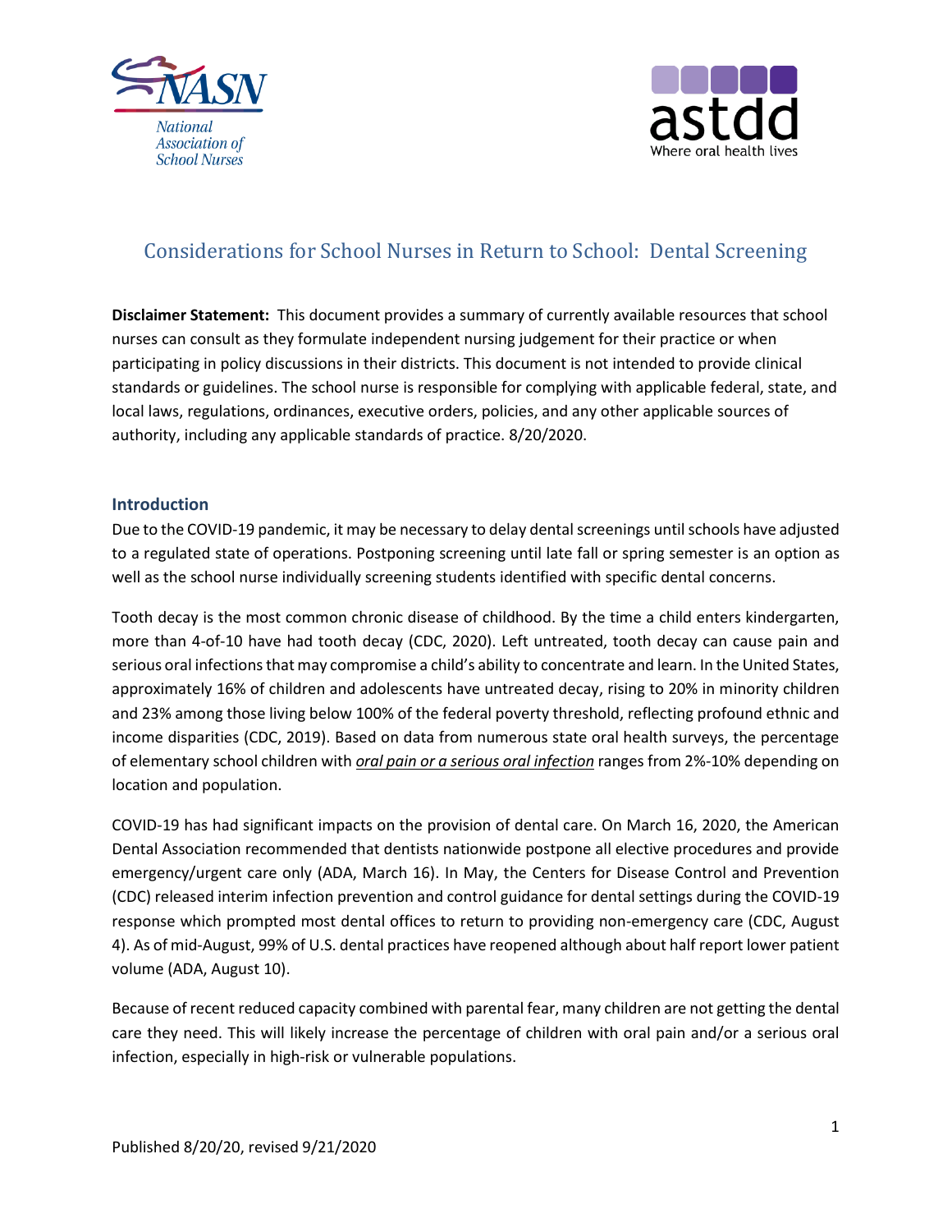# Considerations for School Nurses in Return to School: Dental Screening

**Disclaimer Statement:** This document provides a summary of currently available resources that school nurses can consult as they formulate independent nursing judgement for their practice or when participating in policy discussions in their districts. This document is not intended to provide clinical standards or guidelines. The school nurse is responsible for complying with applicable federal, state, and local laws, regulations, ordinances, executive orders, policies, and any other applicable sources of authority, including any applicable standards of practice. 8/20/2020.

## Introduction

Due to the COVID-19 pandemic, it may be necessary to delay dental screenings until schools have adjusted to a regulated state of operations. Postponing screening until late fall or spring semester is an option as well as the school nurse individually screening students identified with specific dental concerns.

Tooth decay is the most common chronic disease of childhood. By the time a child enters kindergarten, more than 4-of-10 have had tooth decay (CDC, 2020). Left untreated, tooth decay can cause pain and serious oral infections that may compromise a child's ability to concentrate and learn. In the United States, approximately 16% of children and adolescents have untreated decay, rising to 20% in minority children and 23% among those living below 100% of the federal poverty threshold, reflecting profound ethnic and income disparities (CDC, 2019). Based on data from numerous state oral health surveys, the percentage of elementary school children with ***oral pain or a serious oral infection*** ranges from 2%-10% depending on location and population.

COVID-19 has had significant impacts on the provision of dental care. On March 16, 2020, the American Dental Association recommended that dentists nationwide postpone all elective procedures and provide emergency/urgent care only (ADA, March 16). In May, the Centers for Disease Control and Prevention (CDC) released interim infection prevention and control guidance for dental settings during the COVID-19 response which prompted most dental offices to return to providing non-emergency care (CDC, August 4). As of mid-August, 99% of U.S. dental practices have reopened although about half report lower patient volume (ADA, August 10).

Because of recent reduced capacity combined with parental fear, many children are not getting the dental care they need. This will likely increase the percentage of children with oral pain and/or a serious oral infection, especially in high-risk or vulnerable populations.

Published 8/20/20, revised 9/21/2020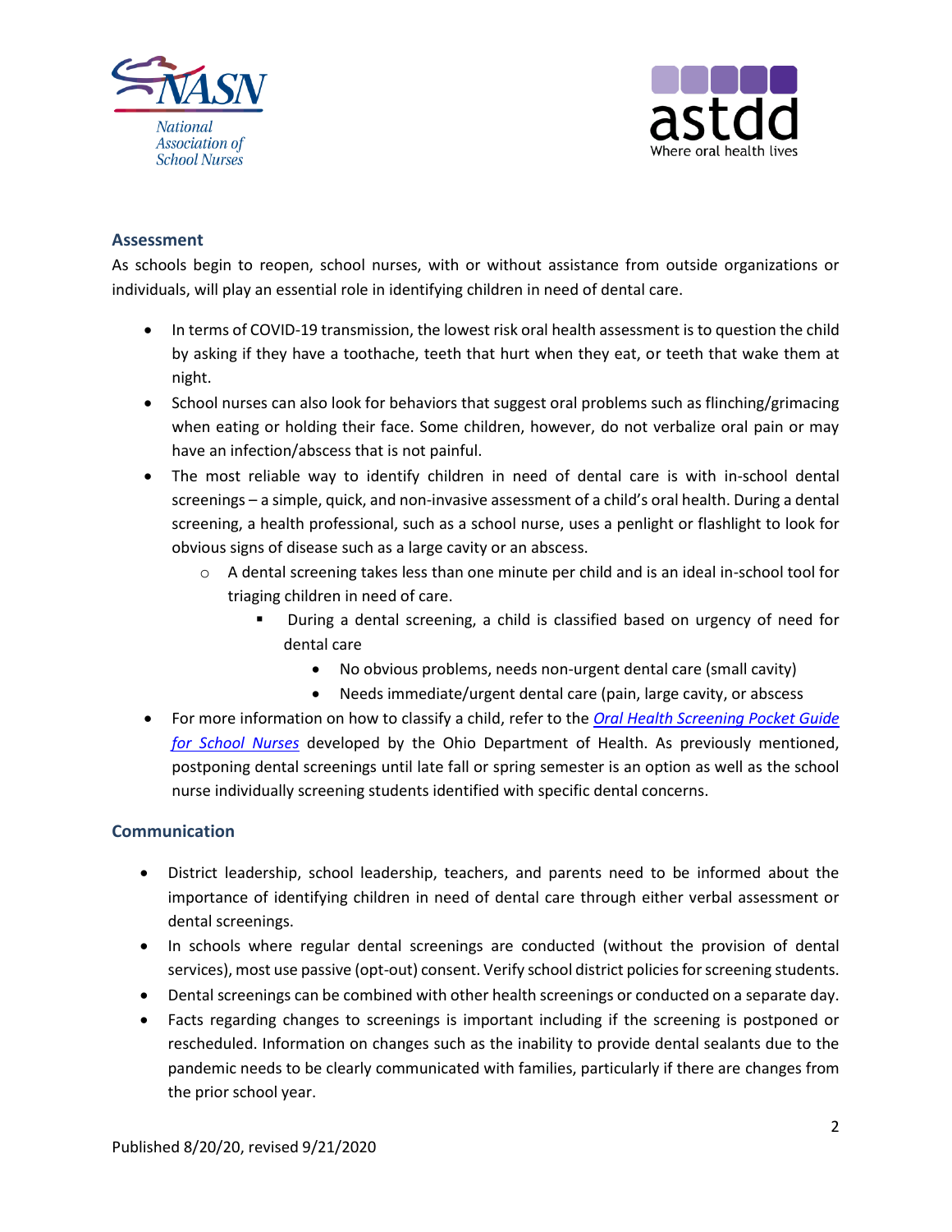## Assessment

As schools begin to reopen, school nurses, with or without assistance from outside organizations or individuals, will play an essential role in identifying children in need of dental care.

- In terms of COVID-19 transmission, the lowest risk oral health assessment is to question the child by asking if they have a toothache, teeth that hurt when they eat, or teeth that wake them at night.
- School nurses can also look for behaviors that suggest oral problems such as flinching/grimacing when eating or holding their face. Some children, however, do not verbalize oral pain or may have an infection/abscess that is not painful.
- The most reliable way to identify children in need of dental care is with in-school dental screenings – a simple, quick, and non-invasive assessment of a child's oral health. During a dental screening, a health professional, such as a school nurse, uses a penlight or flashlight to look for obvious signs of disease such as a large cavity or an abscess.
  - A dental screening takes less than one minute per child and is an ideal in-school tool for triaging children in need of care.
    - During a dental screening, a child is classified based on urgency of need for dental care
      - No obvious problems, needs non-urgent dental care (small cavity)
      - Needs immediate/urgent dental care (pain, large cavity, or abscess
- For more information on how to classify a child, refer to the *Oral Health Screening Pocket Guide for School Nurses* developed by the Ohio Department of Health. As previously mentioned, postponing dental screenings until late fall or spring semester is an option as well as the school nurse individually screening students identified with specific dental concerns.

## Communication

- District leadership, school leadership, teachers, and parents need to be informed about the importance of identifying children in need of dental care through either verbal assessment or dental screenings.
- In schools where regular dental screenings are conducted (without the provision of dental services), most use passive (opt-out) consent. Verify school district policies for screening students.
- Dental screenings can be combined with other health screenings or conducted on a separate day.
- Facts regarding changes to screenings is important including if the screening is postponed or rescheduled. Information on changes such as the inability to provide dental sealants due to the pandemic needs to be clearly communicated with families, particularly if there are changes from the prior school year.

Published 8/20/20, revised 9/21/2020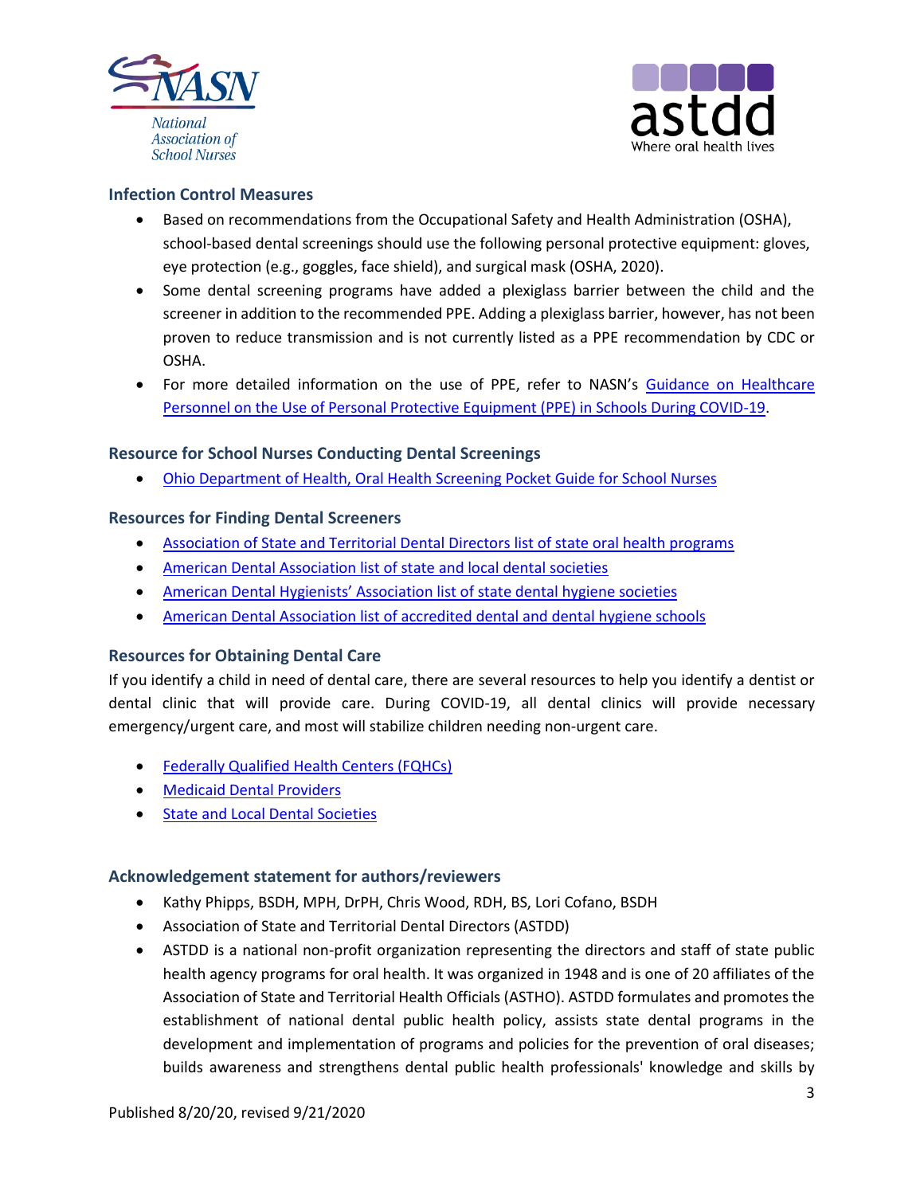## Infection Control Measures

- Based on recommendations from the Occupational Safety and Health Administration (OSHA), school-based dental screenings should use the following personal protective equipment: gloves, eye protection (e.g., goggles, face shield), and surgical mask (OSHA, 2020).
- Some dental screening programs have added a plexiglass barrier between the child and the screener in addition to the recommended PPE. Adding a plexiglass barrier, however, has not been proven to reduce transmission and is not currently listed as a PPE recommendation by CDC or OSHA.
- For more detailed information on the use of PPE, refer to NASN's Guidance on Healthcare Personnel on the Use of Personal Protective Equipment (PPE) in Schools During COVID-19.

## Resource for School Nurses Conducting Dental Screenings

- Ohio Department of Health, Oral Health Screening Pocket Guide for School Nurses

## Resources for Finding Dental Screeners

- Association of State and Territorial Dental Directors list of state oral health programs
- American Dental Association list of state and local dental societies
- American Dental Hygienists' Association list of state dental hygiene societies
- American Dental Association list of accredited dental and dental hygiene schools

## Resources for Obtaining Dental Care

If you identify a child in need of dental care, there are several resources to help you identify a dentist or dental clinic that will provide care. During COVID-19, all dental clinics will provide necessary emergency/urgent care, and most will stabilize children needing non-urgent care.

- Federally Qualified Health Centers (FQHCs)
- Medicaid Dental Providers
- State and Local Dental Societies

## Acknowledgement statement for authors/reviewers

- Kathy Phipps, BSDH, MPH, DrPH, Chris Wood, RDH, BS, Lori Cofano, BSDH
- Association of State and Territorial Dental Directors (ASTDD)
- ASTDD is a national non-profit organization representing the directors and staff of state public health agency programs for oral health. It was organized in 1948 and is one of 20 affiliates of the Association of State and Territorial Health Officials (ASTHO). ASTDD formulates and promotes the establishment of national dental public health policy, assists state dental programs in the development and implementation of programs and policies for the prevention of oral diseases; builds awareness and strengthens dental public health professionals' knowledge and skills by

Published 8/20/20, revised 9/21/2020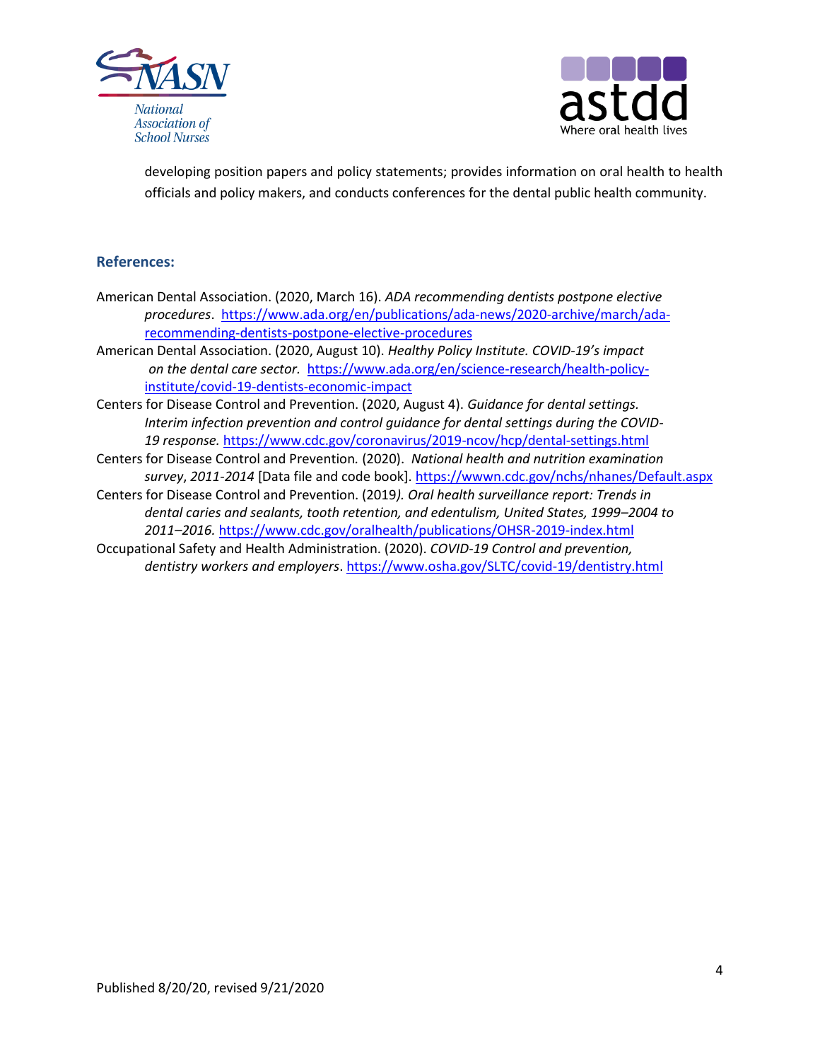developing position papers and policy statements; provides information on oral health to health officials and policy makers, and conducts conferences for the dental public health community.

## References:

American Dental Association. (2020, March 16). *ADA recommending dentists postpone elective procedures*. https://www.ada.org/en/publications/ada-news/2020-archive/march/ada-recommending-dentists-postpone-elective-procedures

American Dental Association. (2020, August 10). *Healthy Policy Institute. COVID-19's impact on the dental care sector.* https://www.ada.org/en/science-research/health-policy-institute/covid-19-dentists-economic-impact

Centers for Disease Control and Prevention. (2020, August 4). *Guidance for dental settings. Interim infection prevention and control guidance for dental settings during the COVID-19 response.* https://www.cdc.gov/coronavirus/2019-ncov/hcp/dental-settings.html

Centers for Disease Control and Prevention. (2020). *National health and nutrition examination survey*, *2011-2014* [Data file and code book]. https://wwwn.cdc.gov/nchs/nhanes/Default.aspx

Centers for Disease Control and Prevention. (2019*). Oral health surveillance report: Trends in dental caries and sealants, tooth retention, and edentulism, United States, 1999–2004 to 2011–2016.* https://www.cdc.gov/oralhealth/publications/OHSR-2019-index.html

Occupational Safety and Health Administration. (2020). *COVID-19 Control and prevention, dentistry workers and employers*. https://www.osha.gov/SLTC/covid-19/dentistry.html

Published 8/20/20, revised 9/21/2020